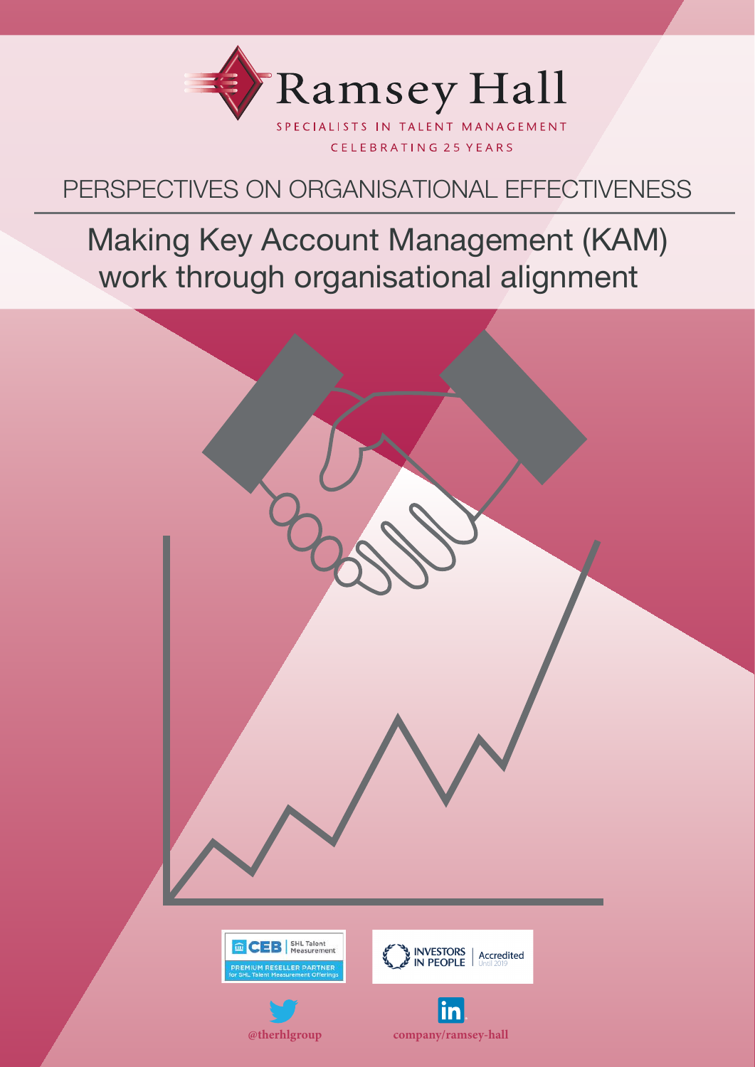Ramsey Hall

SPECIALISTS IN TALENT MANAGEMENT

CELEBRATING 25 YEARS

## PERSPECTIVES ON ORGANISATIONAL EFFECTIVENESS

# Making Key Account Management (KAM) work through organisational alignment

CEB | SHL Talent Measurement — PREMIUM RESELLER PARTNER for SHL Talent Measurement Offerings

INVESTORS IN PEOPLE | Accredited Until 2019

@therhlgroup

company/ramsey-hall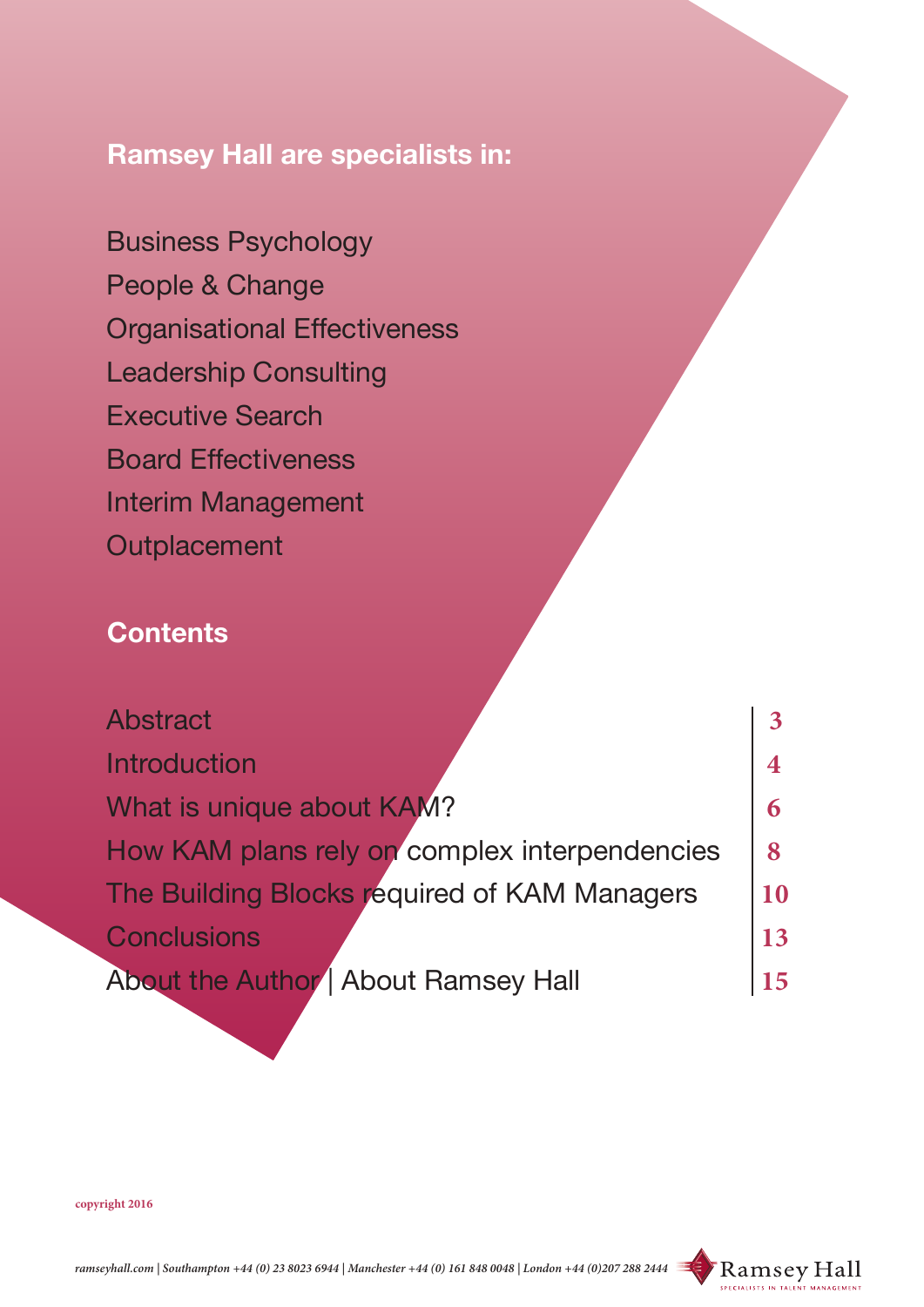## Ramsey Hall are specialists in:

Business Psychology
People & Change
Organisational Effectiveness
Leadership Consulting
Executive Search
Board Effectiveness
Interim Management
Outplacement

## Contents

| | |
|---|---|
| Abstract | 3 |
| Introduction | 4 |
| What is unique about KAM? | 6 |
| How KAM plans rely on complex interpendencies | 8 |
| The Building Blocks required of KAM Managers | 10 |
| Conclusions | 13 |
| About the Author \| About Ramsey Hall | 15 |

copyright 2016

*ramseyhall.com | Southampton +44 (0) 23 8023 6944 | Manchester +44 (0) 161 848 0048 | London +44 (0)207 288 2444*

Ramsey Hall
SPECIALISTS IN TALENT MANAGEMENT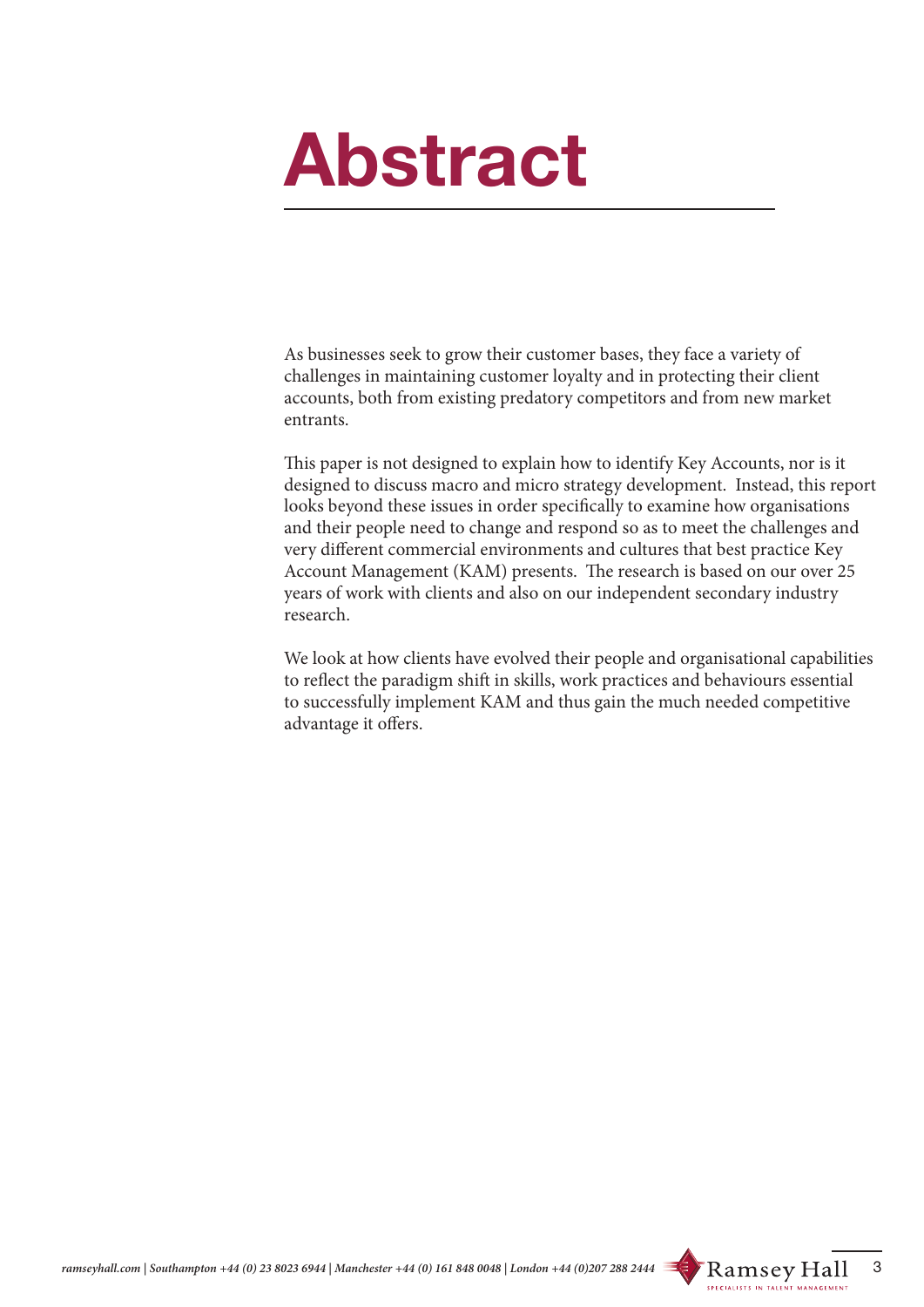# Abstract

As businesses seek to grow their customer bases, they face a variety of challenges in maintaining customer loyalty and in protecting their client accounts, both from existing predatory competitors and from new market entrants.

This paper is not designed to explain how to identify Key Accounts, nor is it designed to discuss macro and micro strategy development. Instead, this report looks beyond these issues in order specifically to examine how organisations and their people need to change and respond so as to meet the challenges and very different commercial environments and cultures that best practice Key Account Management (KAM) presents. The research is based on our over 25 years of work with clients and also on our independent secondary industry research.

We look at how clients have evolved their people and organisational capabilities to reflect the paradigm shift in skills, work practices and behaviours essential to successfully implement KAM and thus gain the much needed competitive advantage it offers.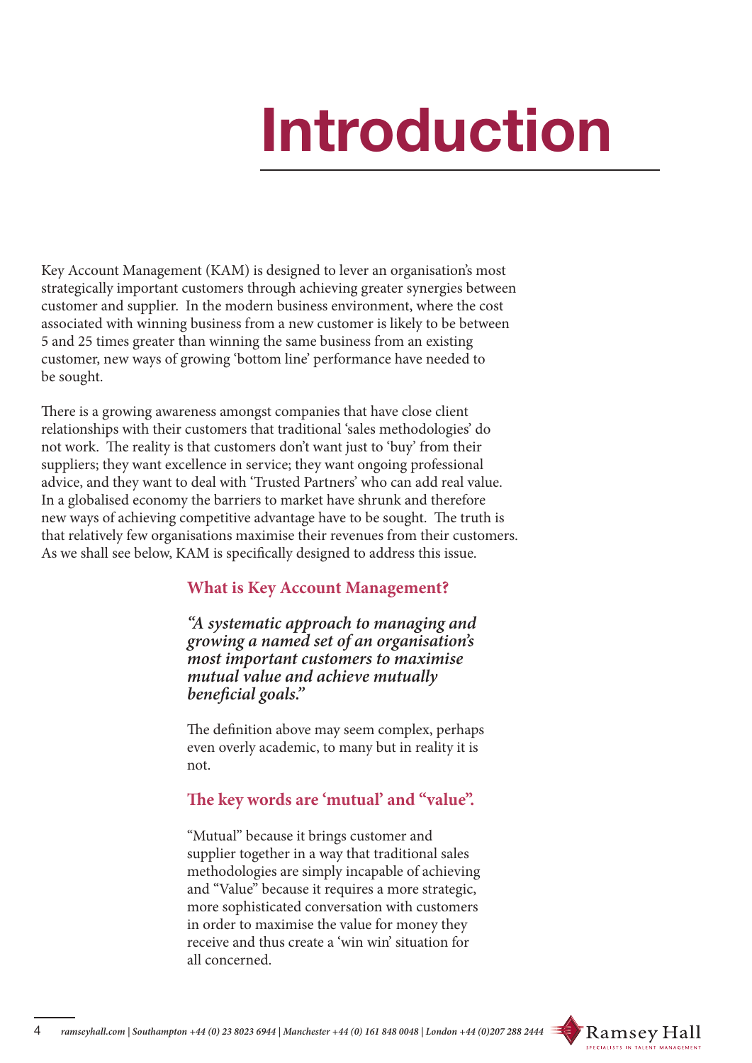# Introduction

Key Account Management (KAM) is designed to lever an organisation's most strategically important customers through achieving greater synergies between customer and supplier. In the modern business environment, where the cost associated with winning business from a new customer is likely to be between 5 and 25 times greater than winning the same business from an existing customer, new ways of growing 'bottom line' performance have needed to be sought.

There is a growing awareness amongst companies that have close client relationships with their customers that traditional 'sales methodologies' do not work. The reality is that customers don't want just to 'buy' from their suppliers; they want excellence in service; they want ongoing professional advice, and they want to deal with 'Trusted Partners' who can add real value. In a globalised economy the barriers to market have shrunk and therefore new ways of achieving competitive advantage have to be sought. The truth is that relatively few organisations maximise their revenues from their customers. As we shall see below, KAM is specifically designed to address this issue.

### What is Key Account Management?

***"A systematic approach to managing and growing a named set of an organisation's most important customers to maximise mutual value and achieve mutually beneficial goals."***

The definition above may seem complex, perhaps even overly academic, to many but in reality it is not.

### The key words are 'mutual' and "value".

"Mutual" because it brings customer and supplier together in a way that traditional sales methodologies are simply incapable of achieving and "Value" because it requires a more strategic, more sophisticated conversation with customers in order to maximise the value for money they receive and thus create a 'win win' situation for all concerned.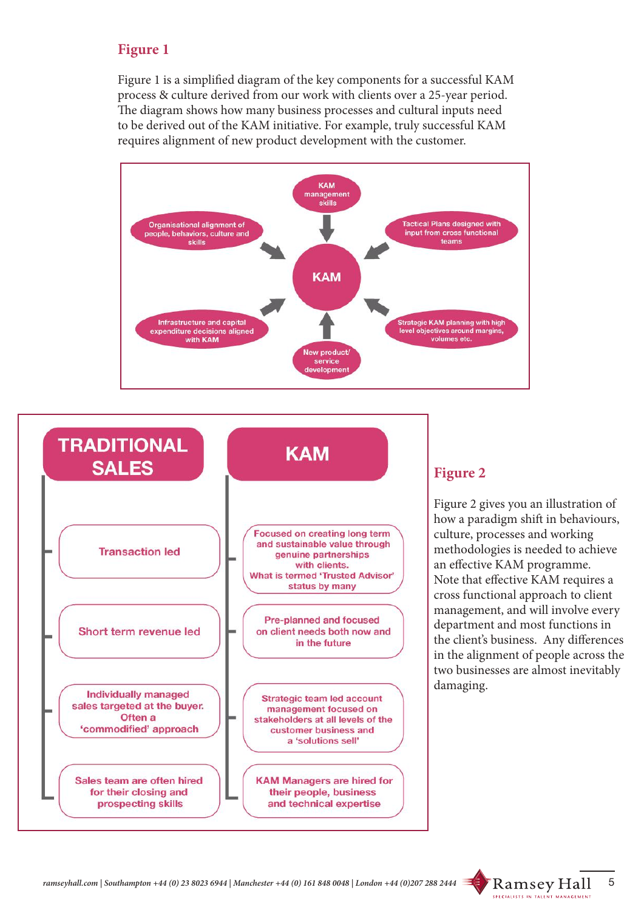## Figure 1

Figure 1 is a simplified diagram of the key components for a successful KAM process & culture derived from our work with clients over a 25-year period. The diagram shows how many business processes and cultural inputs need to be derived out of the KAM initiative. For example, truly successful KAM requires alignment of new product development with the customer.

KAM

- KAM management skills
- Tactical Plans designed with input from cross functional teams
- Strategic KAM planning with high level objectives around margins, volumes etc.
- New product/ service development
- Infrastructure and capital expenditure decisions aligned with KAM
- Organisational alignment of people, behaviors, culture and skills

| TRADITIONAL SALES | KAM |
|---|---|
| Transaction led | Focused on creating long term and sustainable value through genuine partnerships with clients. What is termed 'Trusted Advisor' status by many |
| Short term revenue led | Pre-planned and focused on client needs both now and in the future |
| Individually managed sales targeted at the buyer. Often a 'commodified' approach | Strategic team led account management focused on stakeholders at all levels of the customer business and a 'solutions sell' |
| Sales team are often hired for their closing and prospecting skills | KAM Managers are hired for their people, business and technical expertise |

## Figure 2

Figure 2 gives you an illustration of how a paradigm shift in behaviours, culture, processes and working methodologies is needed to achieve an effective KAM programme. Note that effective KAM requires a cross functional approach to client management, and will involve every department and most functions in the client's business. Any differences in the alignment of people across the two businesses are almost inevitably damaging.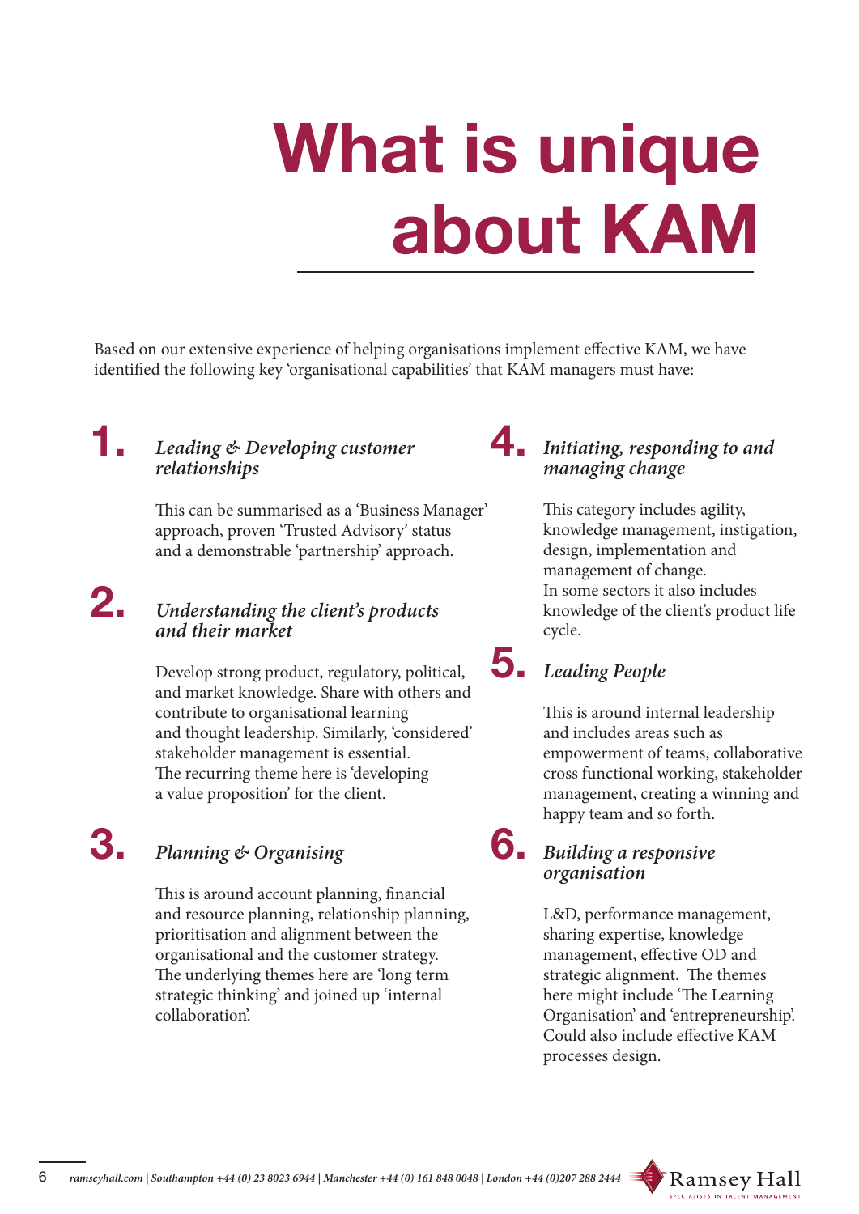# What is unique about KAM

Based on our extensive experience of helping organisations implement effective KAM, we have identified the following key 'organisational capabilities' that KAM managers must have:

## 1. *Leading & Developing customer relationships*

This can be summarised as a 'Business Manager' approach, proven 'Trusted Advisory' status and a demonstrable 'partnership' approach.

## 2. *Understanding the client's products and their market*

Develop strong product, regulatory, political, and market knowledge. Share with others and contribute to organisational learning and thought leadership. Similarly, 'considered' stakeholder management is essential. The recurring theme here is 'developing a value proposition' for the client.

## 3. *Planning & Organising*

This is around account planning, financial and resource planning, relationship planning, prioritisation and alignment between the organisational and the customer strategy. The underlying themes here are 'long term strategic thinking' and joined up 'internal collaboration'.

## 4. *Initiating, responding to and managing change*

This category includes agility, knowledge management, instigation, design, implementation and management of change. In some sectors it also includes knowledge of the client's product life cycle.

## 5. *Leading People*

This is around internal leadership and includes areas such as empowerment of teams, collaborative cross functional working, stakeholder management, creating a winning and happy team and so forth.

## 6. *Building a responsive organisation*

L&D, performance management, sharing expertise, knowledge management, effective OD and strategic alignment. The themes here might include 'The Learning Organisation' and 'entrepreneurship'. Could also include effective KAM processes design.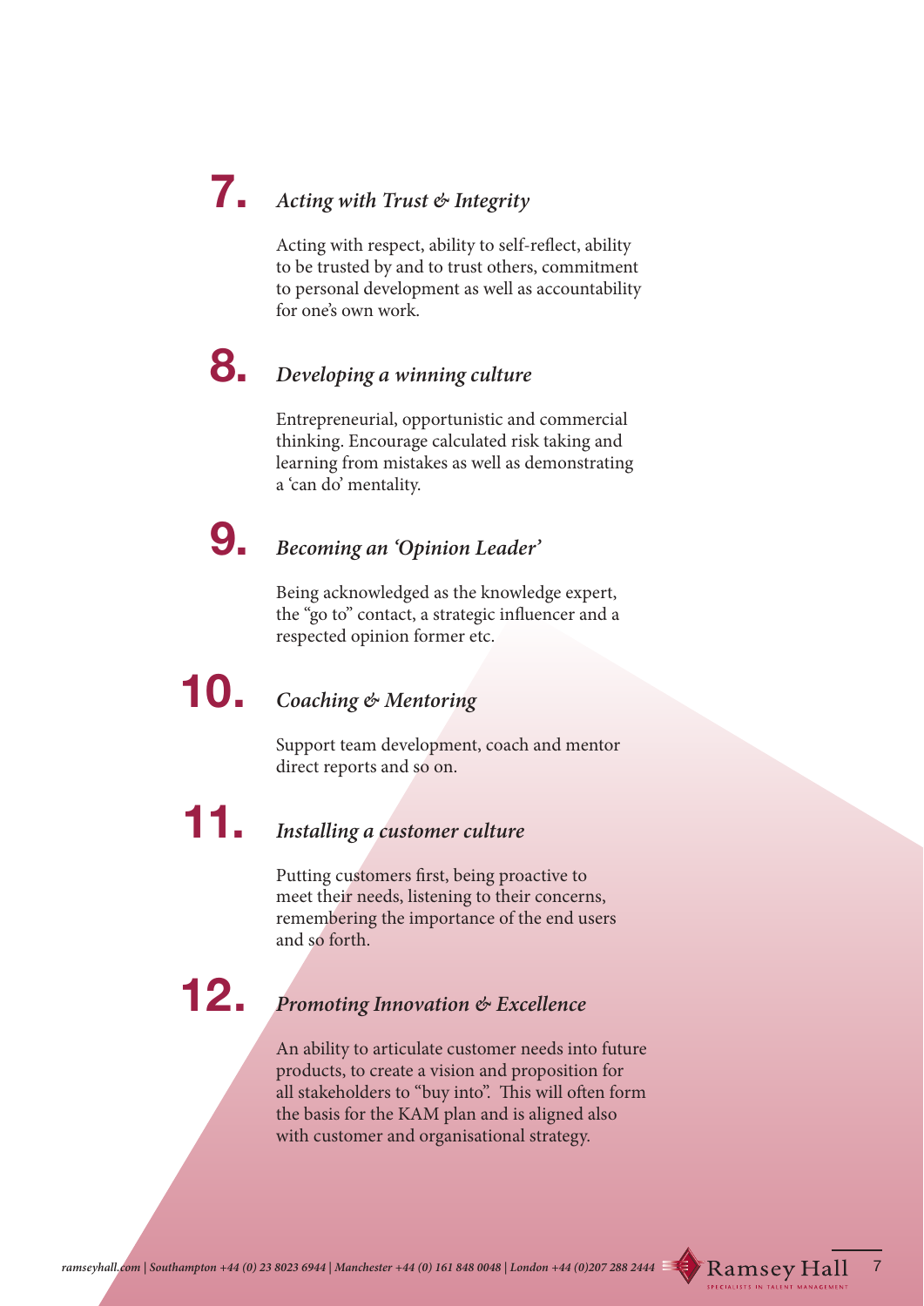## 7. *Acting with Trust & Integrity*

Acting with respect, ability to self-reflect, ability to be trusted by and to trust others, commitment to personal development as well as accountability for one's own work.

## 8. *Developing a winning culture*

Entrepreneurial, opportunistic and commercial thinking. Encourage calculated risk taking and learning from mistakes as well as demonstrating a 'can do' mentality.

## 9. *Becoming an 'Opinion Leader'*

Being acknowledged as the knowledge expert, the "go to" contact, a strategic influencer and a respected opinion former etc.

## 10. *Coaching & Mentoring*

Support team development, coach and mentor direct reports and so on.

## 11. *Installing a customer culture*

Putting customers first, being proactive to meet their needs, listening to their concerns, remembering the importance of the end users and so forth.

## 12. *Promoting Innovation & Excellence*

An ability to articulate customer needs into future products, to create a vision and proposition for all stakeholders to "buy into". This will often form the basis for the KAM plan and is aligned also with customer and organisational strategy.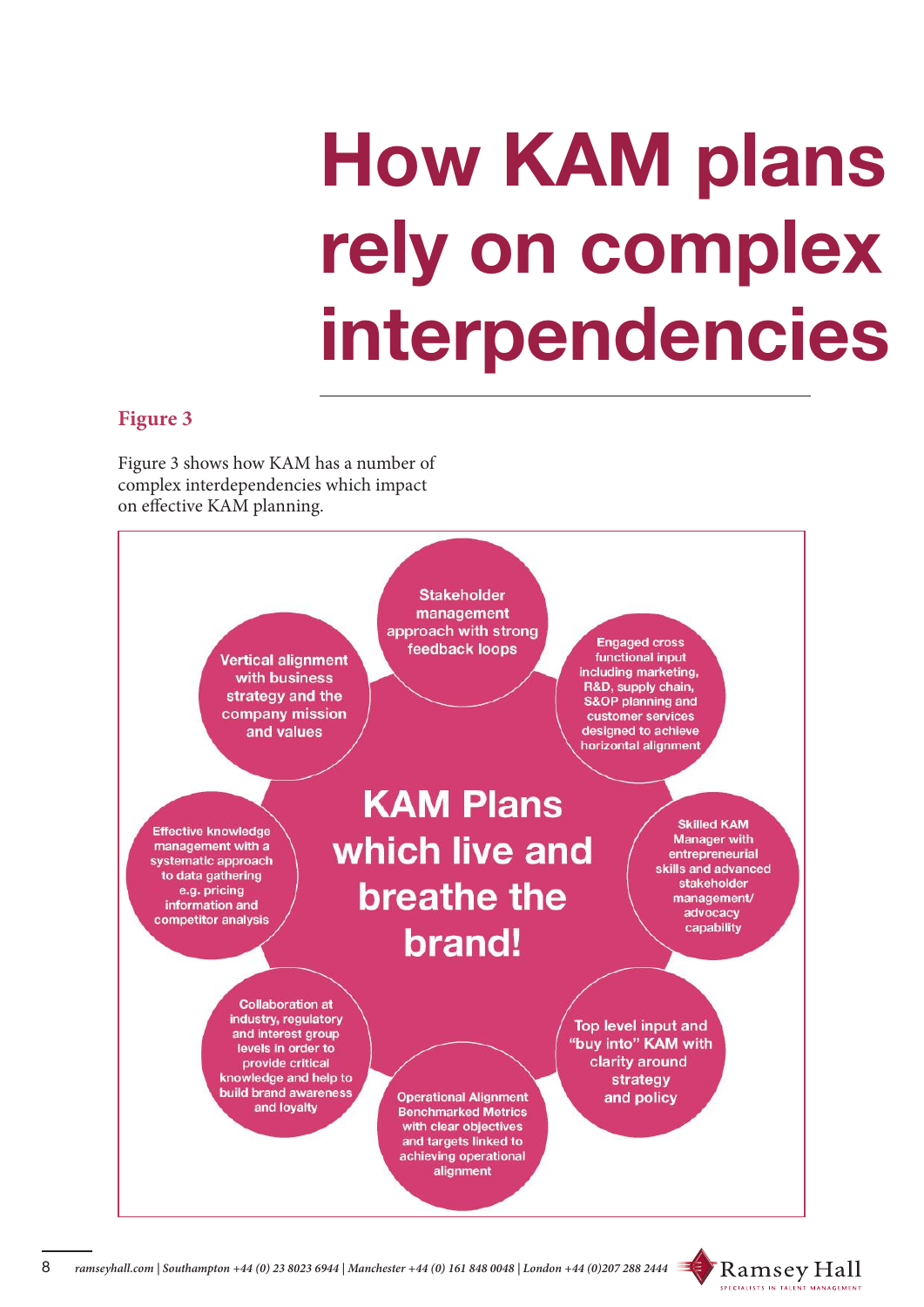# How KAM plans rely on complex interpendencies

## Figure 3

Figure 3 shows how KAM has a number of complex interdependencies which impact on effective KAM planning.

**KAM Plans which live and breathe the brand!**

- Stakeholder management approach with strong feedback loops
- Engaged cross functional input including marketing, R&D, supply chain, S&OP planning and customer services designed to achieve horizontal alignment
- Skilled KAM Manager with entrepreneurial skills and advanced stakeholder management/ advocacy capability
- Top level input and "buy into" KAM with clarity around strategy and policy
- Operational Alignment Benchmarked Metrics with clear objectives and targets linked to achieving operational alignment
- Collaboration at industry, regulatory and interest group levels in order to provide critical knowledge and help to build brand awareness and loyalty
- Effective knowledge management with a systematic approach to data gathering e.g. pricing information and competitor analysis
- Vertical alignment with business strategy and the company mission and values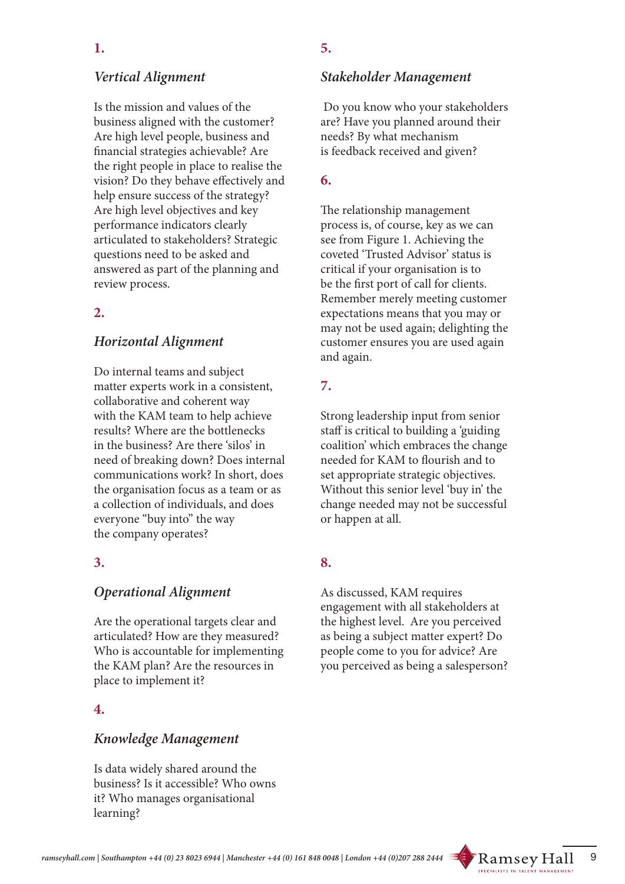**1.**

### *Vertical Alignment*

Is the mission and values of the business aligned with the customer? Are high level people, business and financial strategies achievable? Are the right people in place to realise the vision? Do they behave effectively and help ensure success of the strategy? Are high level objectives and key performance indicators clearly articulated to stakeholders? Strategic questions need to be asked and answered as part of the planning and review process.

**2.**

### *Horizontal Alignment*

Do internal teams and subject matter experts work in a consistent, collaborative and coherent way with the KAM team to help achieve results? Where are the bottlenecks in the business? Are there 'silos' in need of breaking down? Does internal communications work? In short, does the organisation focus as a team or as a collection of individuals, and does everyone "buy into" the way the company operates?

**3.**

### *Operational Alignment*

Are the operational targets clear and articulated? How are they measured? Who is accountable for implementing the KAM plan? Are the resources in place to implement it?

**4.**

### *Knowledge Management*

Is data widely shared around the business? Is it accessible? Who owns it? Who manages organisational learning?

**5.**

### *Stakeholder Management*

Do you know who your stakeholders are? Have you planned around their needs? By what mechanism is feedback received and given?

**6.**

The relationship management process is, of course, key as we can see from Figure 1. Achieving the coveted 'Trusted Advisor' status is critical if your organisation is to be the first port of call for clients. Remember merely meeting customer expectations means that you may or may not be used again; delighting the customer ensures you are used again and again.

**7.**

Strong leadership input from senior staff is critical to building a 'guiding coalition' which embraces the change needed for KAM to flourish and to set appropriate strategic objectives. Without this senior level 'buy in' the change needed may not be successful or happen at all.

**8.**

As discussed, KAM requires engagement with all stakeholders at the highest level. Are you perceived as being a subject matter expert? Do people come to you for advice? Are you perceived as being a salesperson?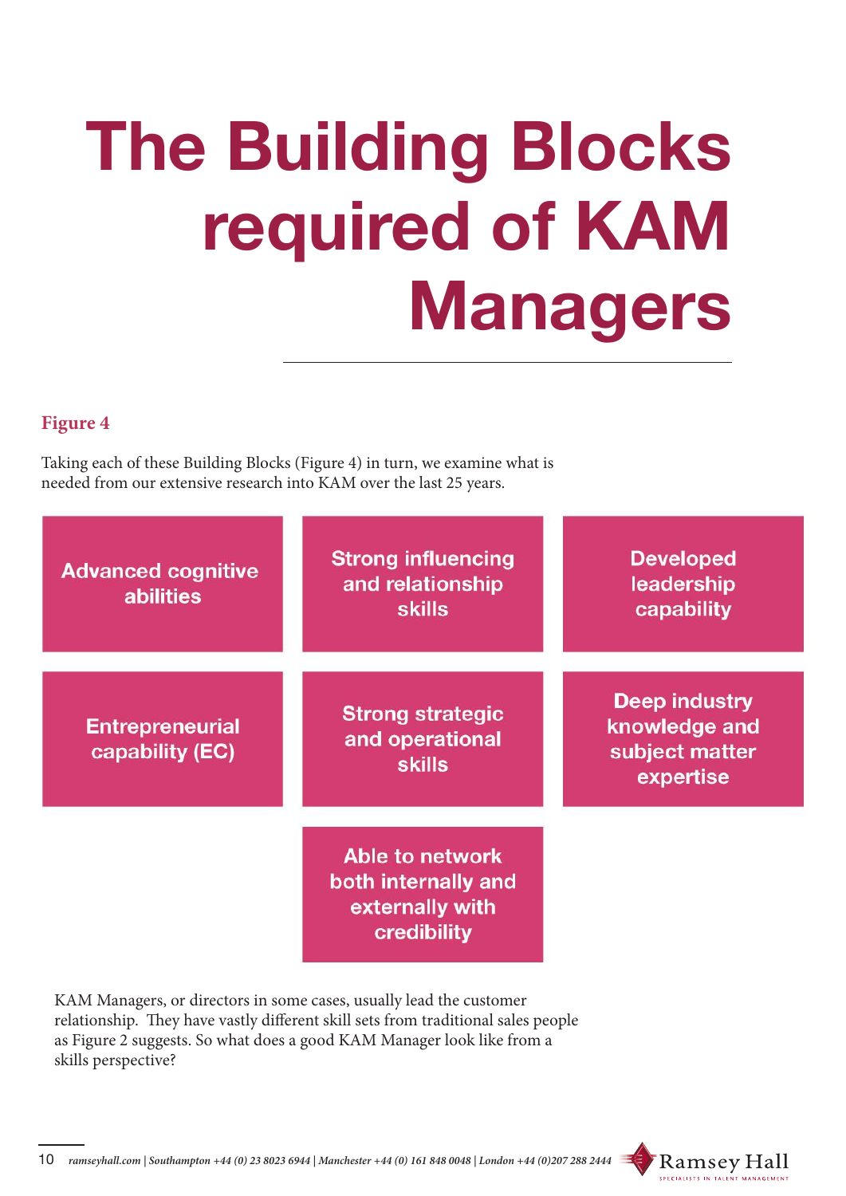# The Building Blocks required of KAM Managers

**Figure 4**

Taking each of these Building Blocks (Figure 4) in turn, we examine what is needed from our extensive research into KAM over the last 25 years.

- **Advanced cognitive abilities**
- **Strong influencing and relationship skills**
- **Developed leadership capability**
- **Entrepreneurial capability (EC)**
- **Strong strategic and operational skills**
- **Deep industry knowledge and subject matter expertise**
- **Able to network both internally and externally with credibility**

KAM Managers, or directors in some cases, usually lead the customer relationship. They have vastly different skill sets from traditional sales people as Figure 2 suggests. So what does a good KAM Manager look like from a skills perspective?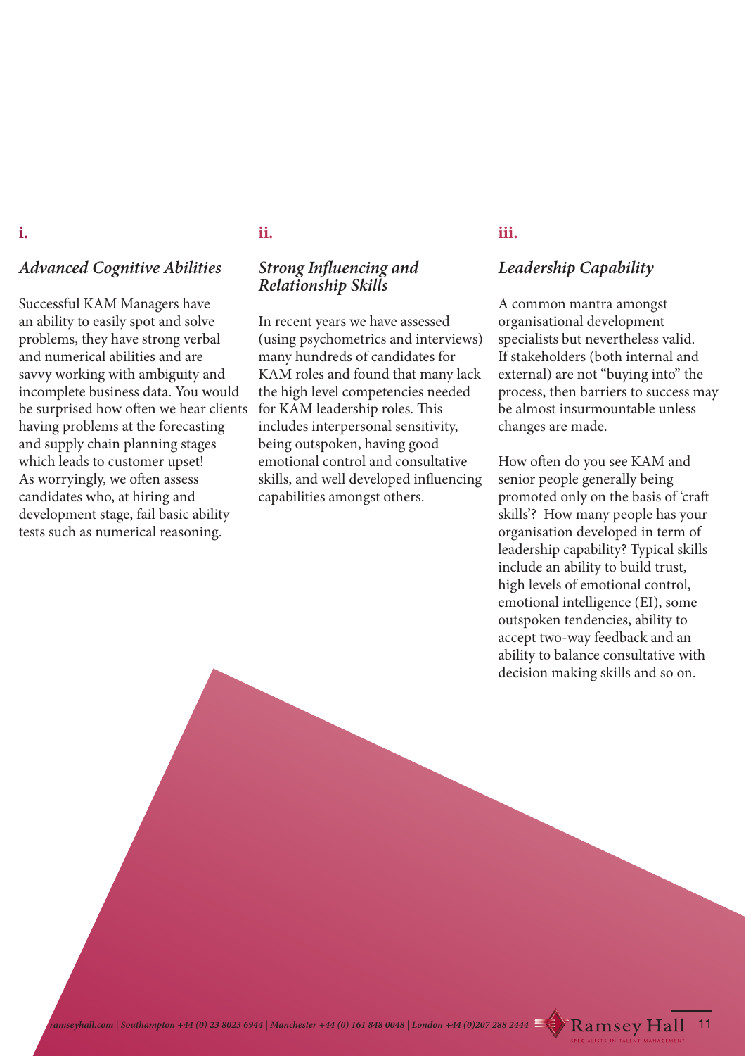**i.**

### *Advanced Cognitive Abilities*

Successful KAM Managers have an ability to easily spot and solve problems, they have strong verbal and numerical abilities and are savvy working with ambiguity and incomplete business data. You would be surprised how often we hear clients having problems at the forecasting and supply chain planning stages which leads to customer upset! As worryingly, we often assess candidates who, at hiring and development stage, fail basic ability tests such as numerical reasoning.

**ii.**

### *Strong Influencing and Relationship Skills*

In recent years we have assessed (using psychometrics and interviews) many hundreds of candidates for KAM roles and found that many lack the high level competencies needed for KAM leadership roles. This includes interpersonal sensitivity, being outspoken, having good emotional control and consultative skills, and well developed influencing capabilities amongst others.

**iii.**

### *Leadership Capability*

A common mantra amongst organisational development specialists but nevertheless valid. If stakeholders (both internal and external) are not "buying into" the process, then barriers to success may be almost insurmountable unless changes are made.

How often do you see KAM and senior people generally being promoted only on the basis of 'craft skills'? How many people has your organisation developed in term of leadership capability? Typical skills include an ability to build trust, high levels of emotional control, emotional intelligence (EI), some outspoken tendencies, ability to accept two-way feedback and an ability to balance consultative with decision making skills and so on.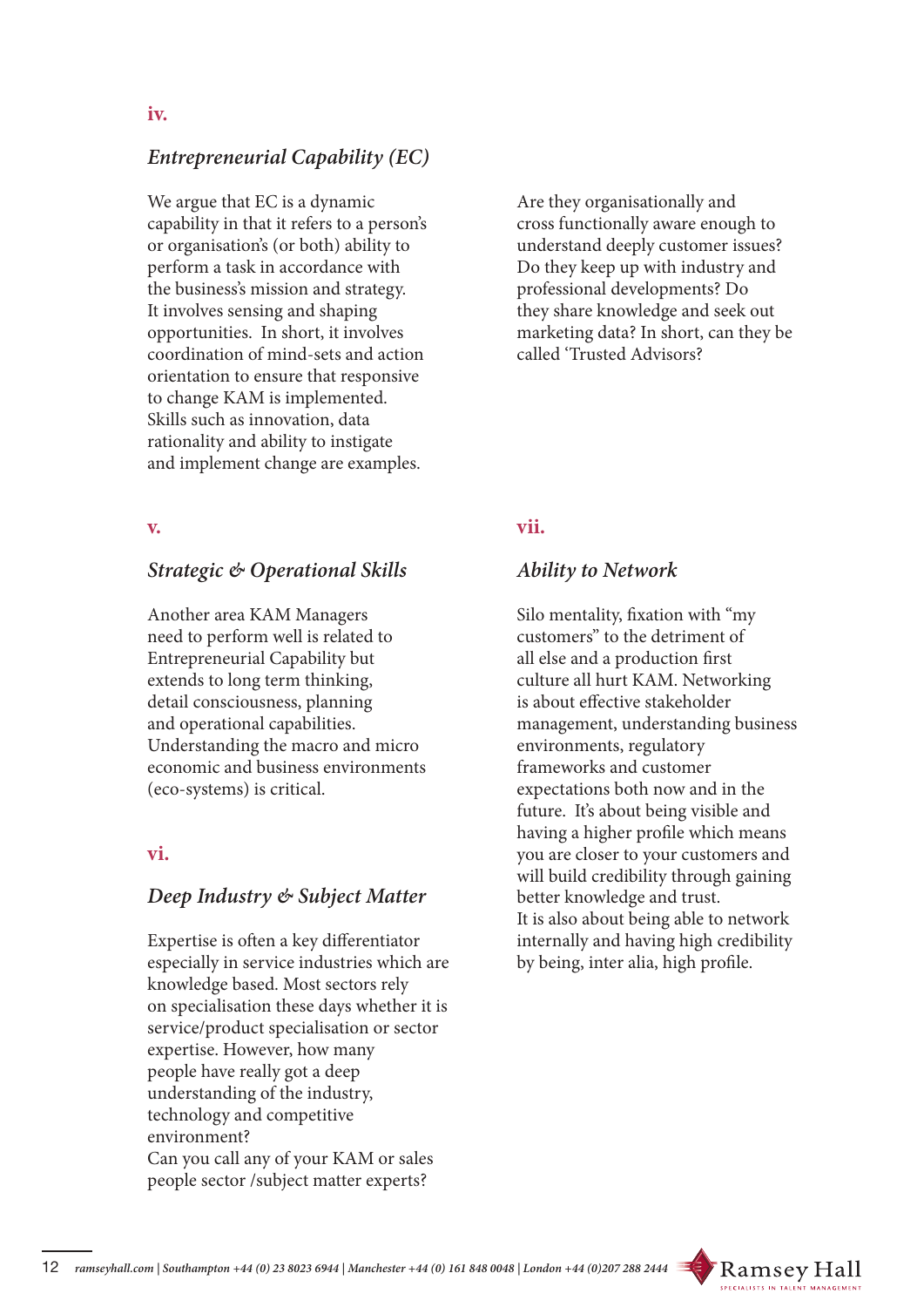**iv.**

### *Entrepreneurial Capability (EC)*

We argue that EC is a dynamic capability in that it refers to a person's or organisation's (or both) ability to perform a task in accordance with the business's mission and strategy. It involves sensing and shaping opportunities. In short, it involves coordination of mind-sets and action orientation to ensure that responsive to change KAM is implemented. Skills such as innovation, data rationality and ability to instigate and implement change are examples.

Are they organisationally and cross functionally aware enough to understand deeply customer issues? Do they keep up with industry and professional developments? Do they share knowledge and seek out marketing data? In short, can they be called 'Trusted Advisors?

**v.**

### *Strategic & Operational Skills*

Another area KAM Managers need to perform well is related to Entrepreneurial Capability but extends to long term thinking, detail consciousness, planning and operational capabilities. Understanding the macro and micro economic and business environments (eco-systems) is critical.

**vi.**

### *Deep Industry & Subject Matter*

Expertise is often a key differentiator especially in service industries which are knowledge based. Most sectors rely on specialisation these days whether it is service/product specialisation or sector expertise. However, how many people have really got a deep understanding of the industry, technology and competitive environment?
Can you call any of your KAM or sales people sector /subject matter experts?

**vii.**

### *Ability to Network*

Silo mentality, fixation with "my customers" to the detriment of all else and a production first culture all hurt KAM. Networking is about effective stakeholder management, understanding business environments, regulatory frameworks and customer expectations both now and in the future. It's about being visible and having a higher profile which means you are closer to your customers and will build credibility through gaining better knowledge and trust.
It is also about being able to network internally and having high credibility by being, inter alia, high profile.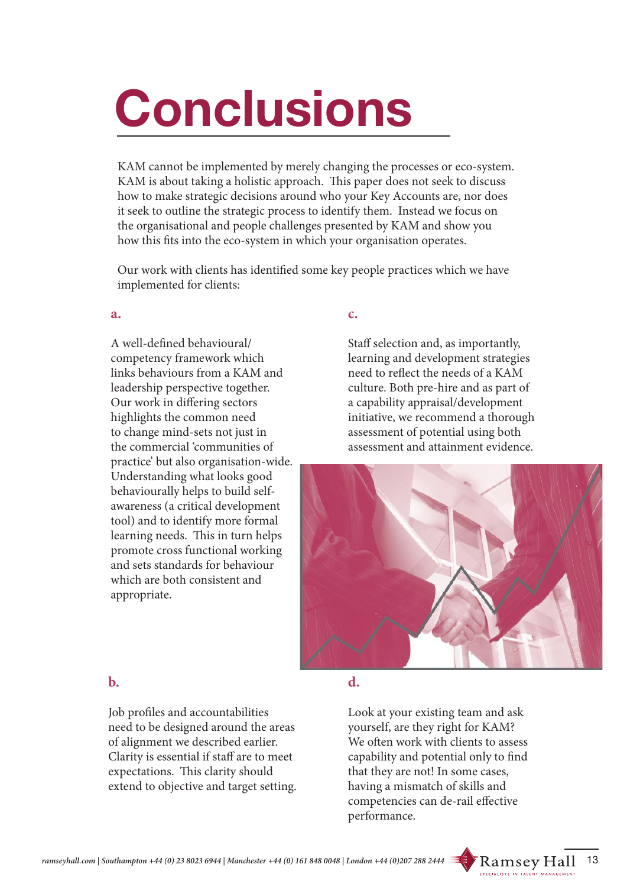# Conclusions

KAM cannot be implemented by merely changing the processes or eco-system. KAM is about taking a holistic approach. This paper does not seek to discuss how to make strategic decisions around who your Key Accounts are, nor does it seek to outline the strategic process to identify them. Instead we focus on the organisational and people challenges presented by KAM and show you how this fits into the eco-system in which your organisation operates.

Our work with clients has identified some key people practices which we have implemented for clients:

**a.**

A well-defined behavioural/ competency framework which links behaviours from a KAM and leadership perspective together. Our work in differing sectors highlights the common need to change mind-sets not just in the commercial 'communities of practice' but also organisation-wide. Understanding what looks good behaviourally helps to build self-awareness (a critical development tool) and to identify more formal learning needs. This in turn helps promote cross functional working and sets standards for behaviour which are both consistent and appropriate.

**b.**

Job profiles and accountabilities need to be designed around the areas of alignment we described earlier. Clarity is essential if staff are to meet expectations. This clarity should extend to objective and target setting.

**c.**

Staff selection and, as importantly, learning and development strategies need to reflect the needs of a KAM culture. Both pre-hire and as part of a capability appraisal/development initiative, we recommend a thorough assessment of potential using both assessment and attainment evidence.

**d.**

Look at your existing team and ask yourself, are they right for KAM? We often work with clients to assess capability and potential only to find that they are not! In some cases, having a mismatch of skills and competencies can de-rail effective performance.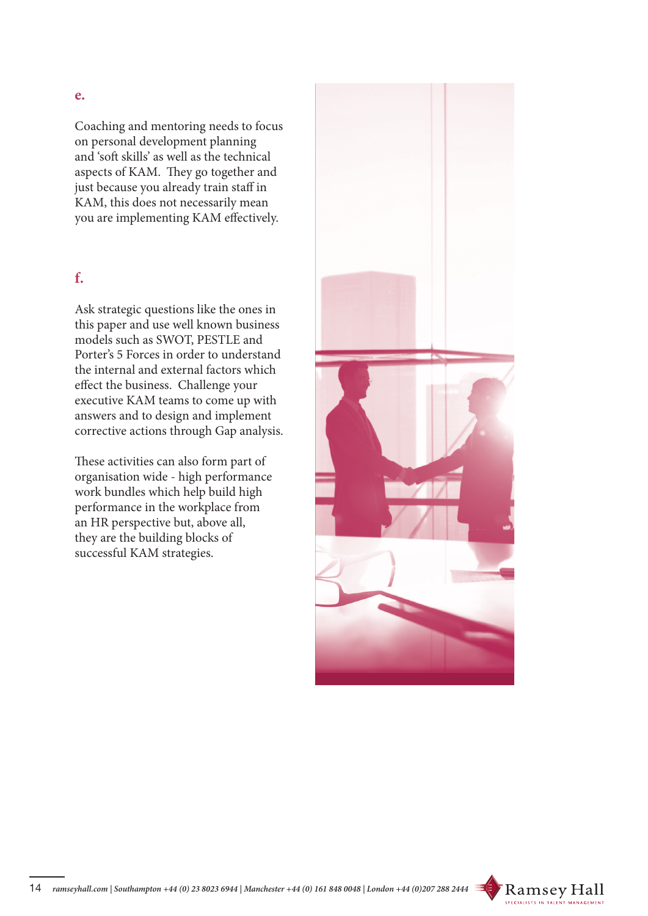**e.**

Coaching and mentoring needs to focus on personal development planning and 'soft skills' as well as the technical aspects of KAM. They go together and just because you already train staff in KAM, this does not necessarily mean you are implementing KAM effectively.

**f.**

Ask strategic questions like the ones in this paper and use well known business models such as SWOT, PESTLE and Porter's 5 Forces in order to understand the internal and external factors which effect the business. Challenge your executive KAM teams to come up with answers and to design and implement corrective actions through Gap analysis.

These activities can also form part of organisation wide - high performance work bundles which help build high performance in the workplace from an HR perspective but, above all, they are the building blocks of successful KAM strategies.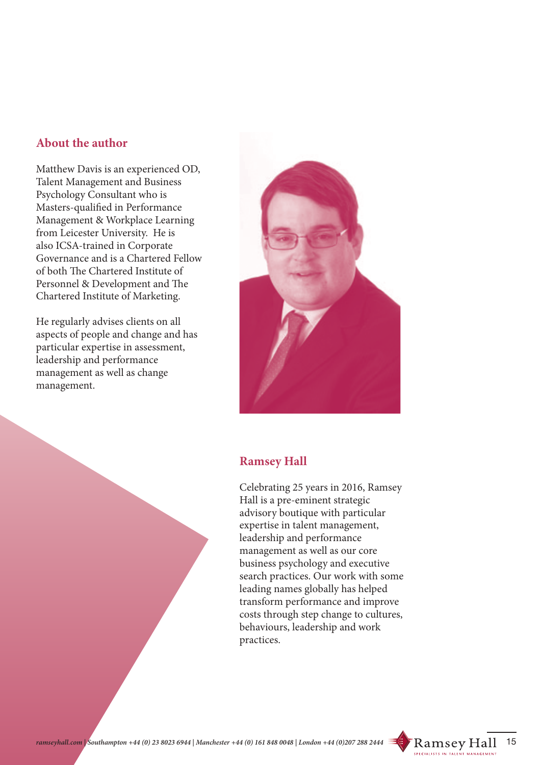## About the author

Matthew Davis is an experienced OD, Talent Management and Business Psychology Consultant who is Masters-qualified in Performance Management & Workplace Learning from Leicester University. He is also ICSA-trained in Corporate Governance and is a Chartered Fellow of both The Chartered Institute of Personnel & Development and The Chartered Institute of Marketing.

He regularly advises clients on all aspects of people and change and has particular expertise in assessment, leadership and performance management as well as change management.

## Ramsey Hall

Celebrating 25 years in 2016, Ramsey Hall is a pre-eminent strategic advisory boutique with particular expertise in talent management, leadership and performance management as well as our core business psychology and executive search practices. Our work with some leading names globally has helped transform performance and improve costs through step change to cultures, behaviours, leadership and work practices.

*ramseyhall.com | Southampton +44 (0) 23 8023 6944 | Manchester +44 (0) 161 848 0048 | London +44 (0)207 288 2444*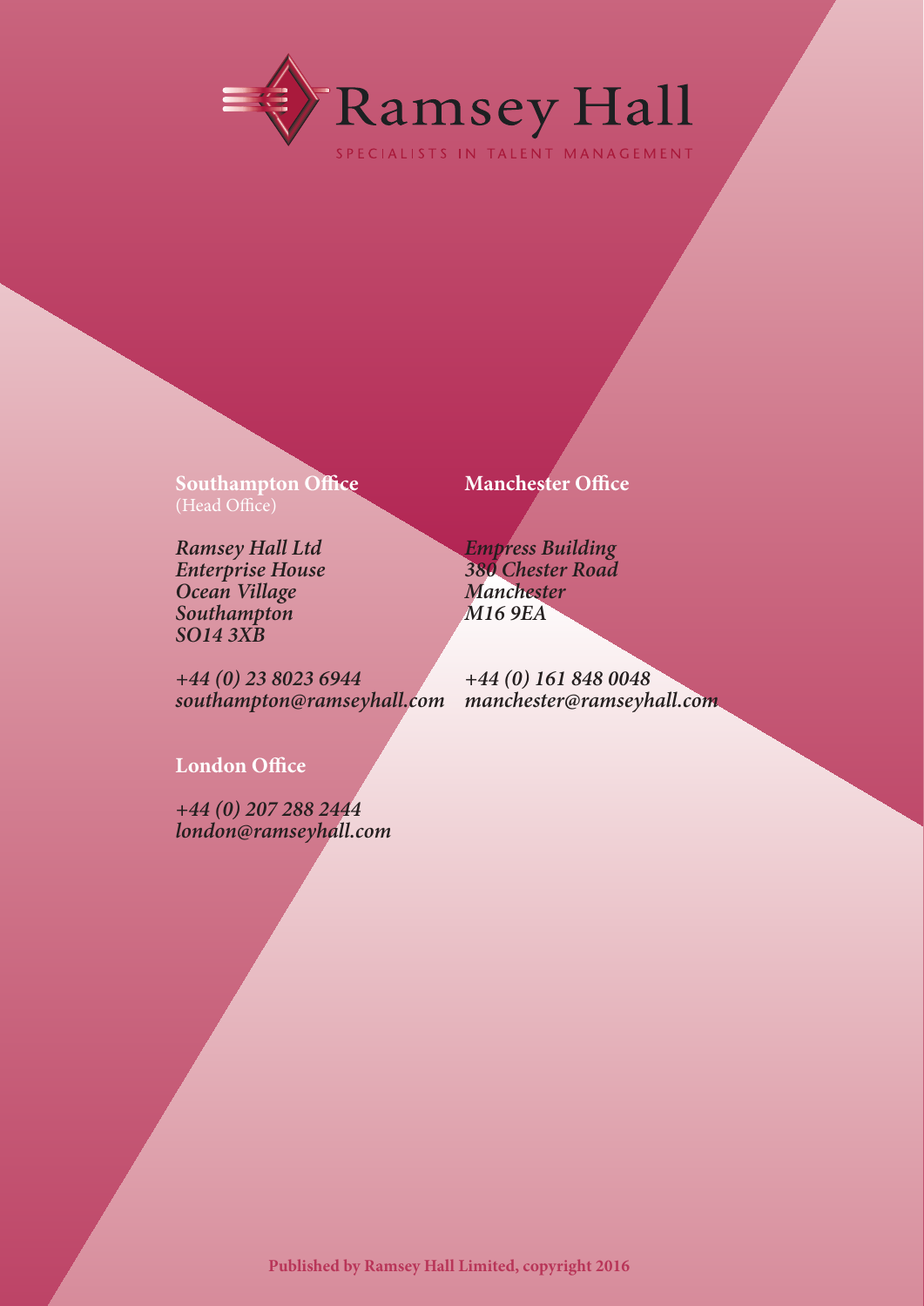Ramsey Hall

SPECIALISTS IN TALENT MANAGEMENT

**Southampton Office**
(Head Office)

*Ramsey Hall Ltd*
*Enterprise House*
*Ocean Village*
*Southampton*
*SO14 3XB*

*+44 (0) 23 8023 6944*
*southampton@ramseyhall.com*

**Manchester Office**

*Empress Building*
*380 Chester Road*
*Manchester*
*M16 9EA*

*+44 (0) 161 848 0048*
*manchester@ramseyhall.com*

**London Office**

*+44 (0) 207 288 2444*
*london@ramseyhall.com*

**Published by Ramsey Hall Limited, copyright 2016**